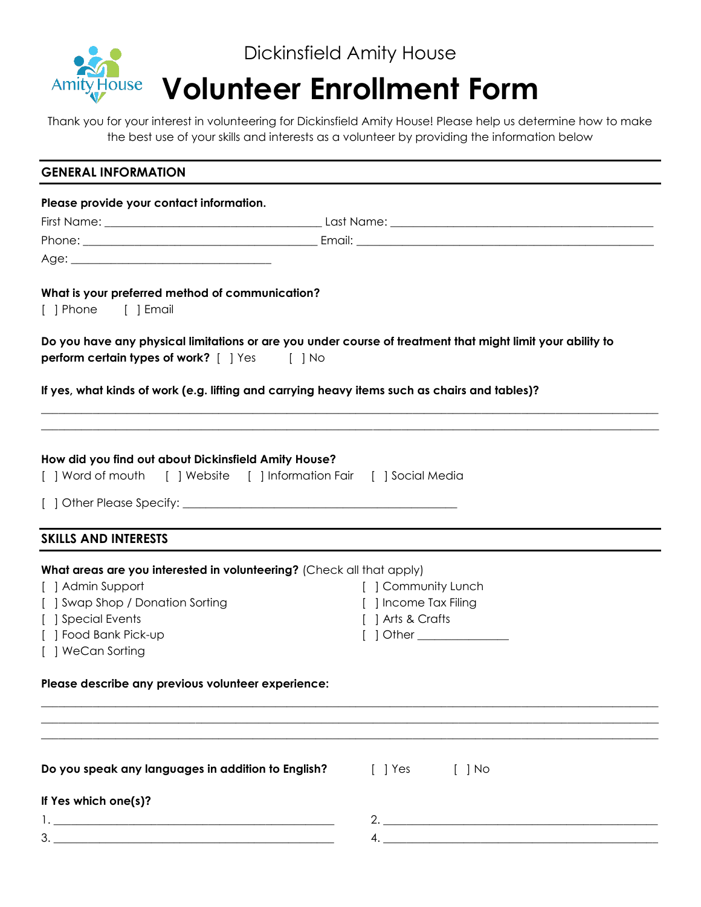Dickinsfield Amity House

# Volunteer Enrollment Form

Thank you for your interest in volunteering for Dickinsfield Amity House! Please help us determine how to make the best use of your skills and interests as a volunteer by providing the information below

## GENERAL INFORMATION

**Please provide your contact information.**

First Name: ______________________________ Last Name: ______________________________

Phone: ______________________________ Email: ______________________________

Age: ______________________________

**What is your preferred method of communication?**

[ ] Phone [ ] Email

**Do you have any physical limitations or are you under course of treatment that might limit your ability to perform certain types of work?** [ ] Yes [ ] No

**If yes, what kinds of work (e.g. lifting and carrying heavy items such as chairs and tables)?**

______________________________________________________________________________

______________________________________________________________________________

**How did you find out about Dickinsfield Amity House?**

[ ] Word of mouth [ ] Website [ ] Information Fair [ ] Social Media

[ ] Other Please Specify: ______________________________

## SKILLS AND INTERESTS

**What areas are you interested in volunteering?** (Check all that apply)

[ ] Admin Support

[ ] Swap Shop / Donation Sorting

[ ] Special Events

[ ] Food Bank Pick-up

[ ] WeCan Sorting

[ ] Community Lunch

[ ] Income Tax Filing

[ ] Arts & Crafts

[ ] Other ______________

**Please describe any previous volunteer experience:**

______________________________________________________________________________

______________________________________________________________________________

______________________________________________________________________________

**Do you speak any languages in addition to English?** [ ] Yes [ ] No

**If Yes which one(s)?**

1. ______________________________
2. ______________________________
3. ______________________________
4. ______________________________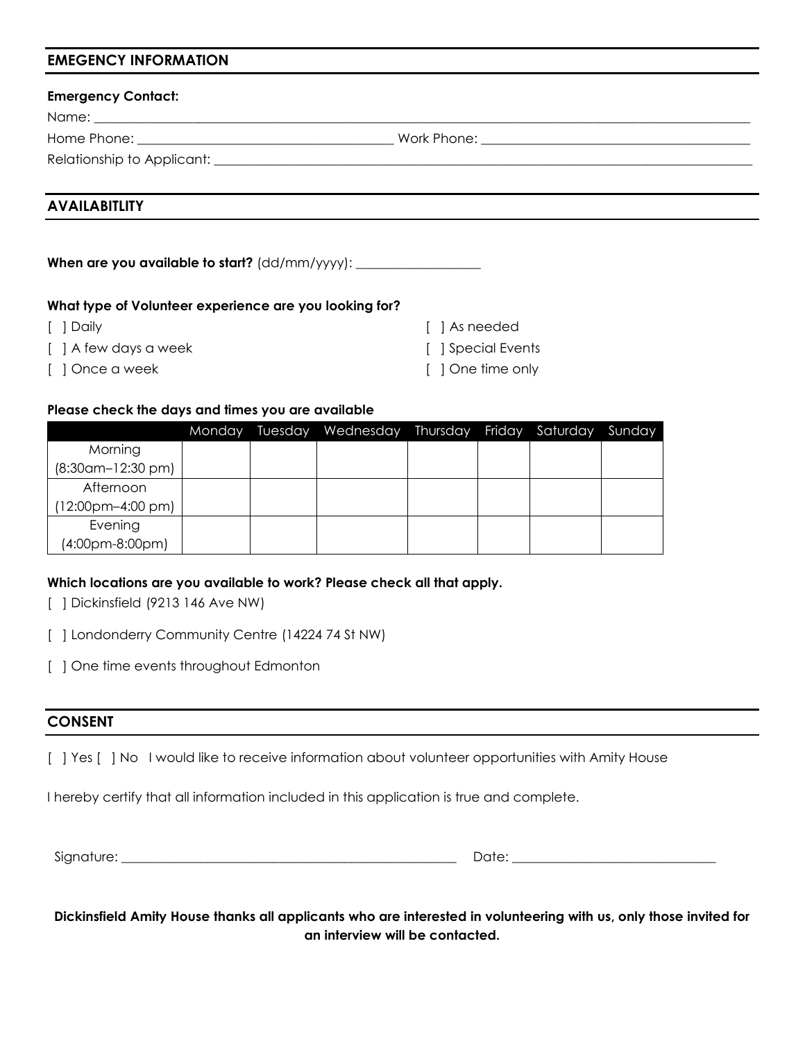## EMEGENCY INFORMATION

**Emergency Contact:**

Name: ___________________________________________________________________________________________

Home Phone: ____________________________________ Work Phone: ____________________________________

Relationship to Applicant: _________________________________________________________________________

## AVAILABITLITY

**When are you available to start?** (dd/mm/yyyy): __________________

**What type of Volunteer experience are you looking for?**

[ ] Daily

[ ] A few days a week

[ ] Once a week

[ ] As needed

[ ] Special Events

[ ] One time only

**Please check the days and times you are available**

| | Monday | Tuesday | Wednesday | Thursday | Friday | Saturday | Sunday |
|---|---|---|---|---|---|---|---|
| Morning (8:30am–12:30 pm) | | | | | | | |
| Afternoon (12:00pm–4:00 pm) | | | | | | | |
| Evening (4:00pm-8:00pm) | | | | | | | |

**Which locations are you available to work? Please check all that apply.**

[ ] Dickinsfield (9213 146 Ave NW)

[ ] Londonderry Community Centre (14224 74 St NW)

[ ] One time events throughout Edmonton

## CONSENT

[ ] Yes [ ] No I would like to receive information about volunteer opportunities with Amity House

I hereby certify that all information included in this application is true and complete.

Signature: ____________________________________________ Date: ____________________________

**Dickinsfield Amity House thanks all applicants who are interested in volunteering with us, only those invited for an interview will be contacted.**